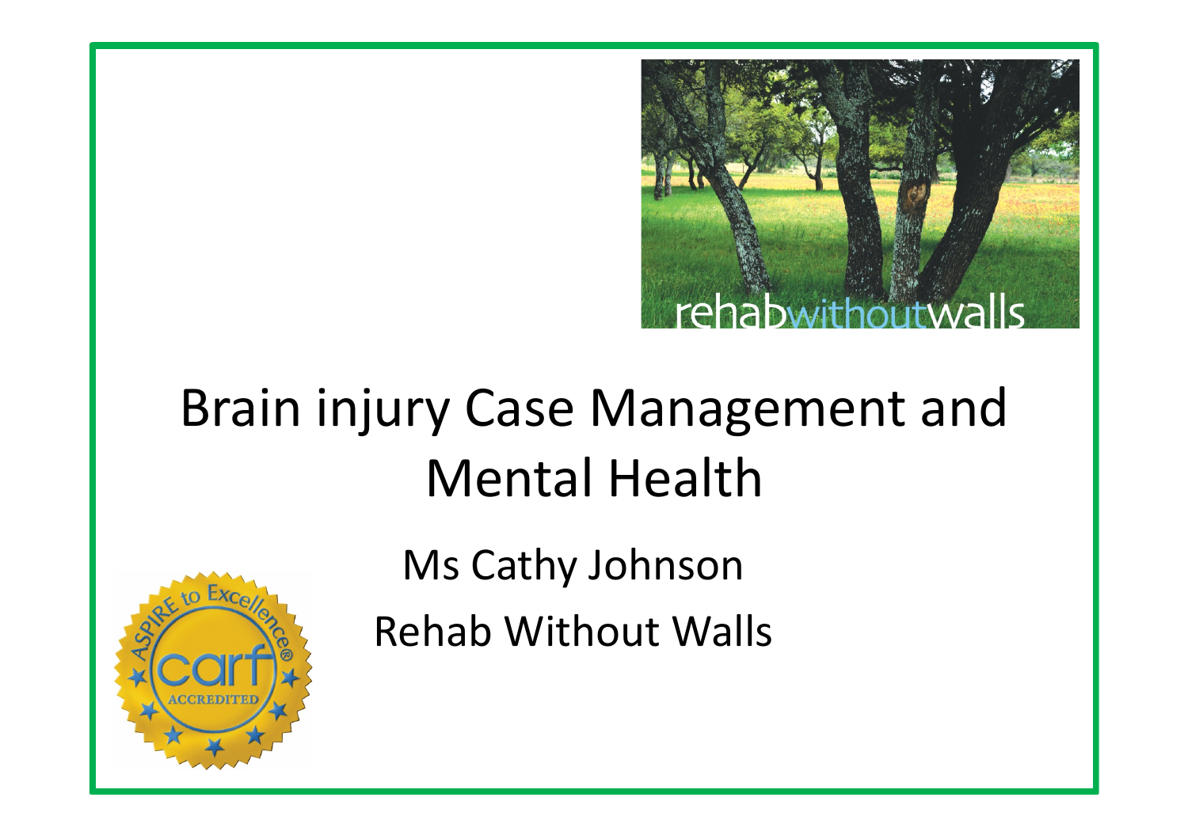# Brain injury Case Management and Mental Health

Ms Cathy Johnson

Rehab Without Walls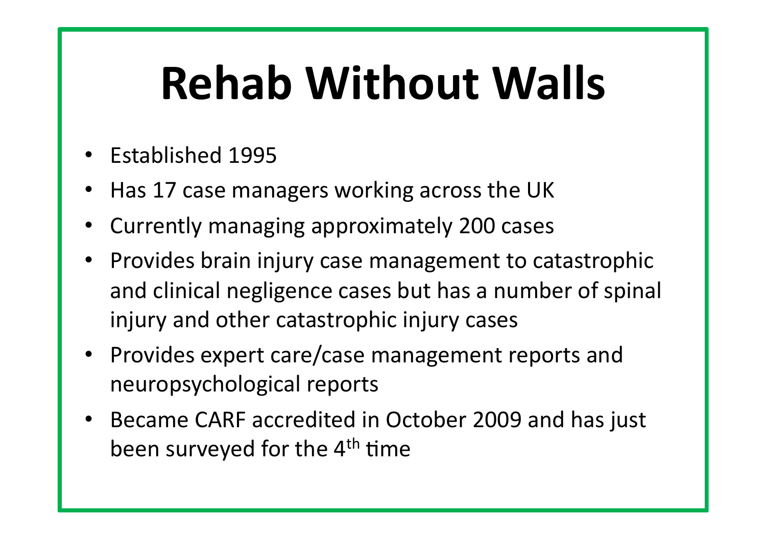# Rehab Without Walls

- Established 1995
- Has 17 case managers working across the UK
- Currently managing approximately 200 cases
- Provides brain injury case management to catastrophic and clinical negligence cases but has a number of spinal injury and other catastrophic injury cases
- Provides expert care/case management reports and neuropsychological reports
- Became CARF accredited in October 2009 and has just been surveyed for the 4th time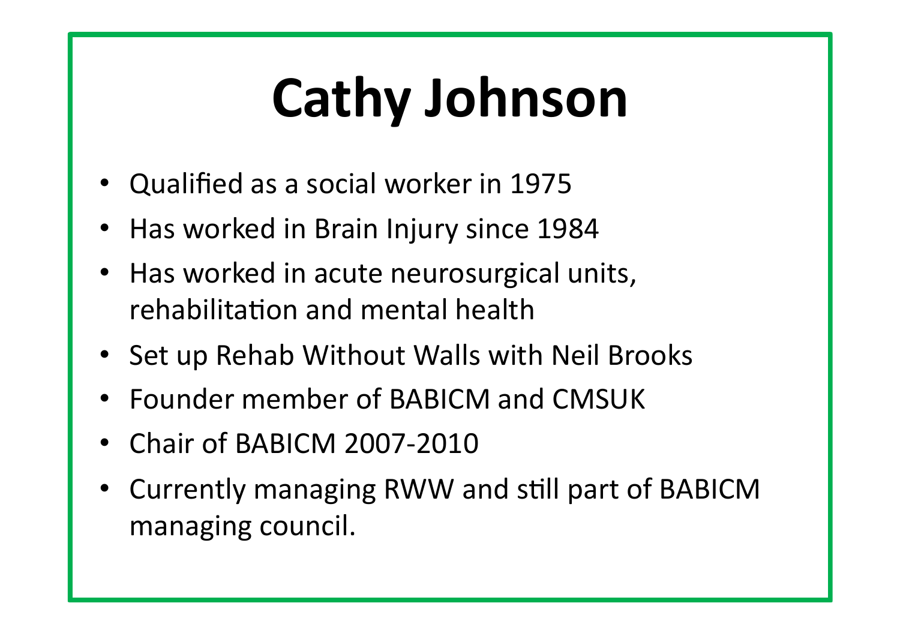# Cathy Johnson

- Qualified as a social worker in 1975
- Has worked in Brain Injury since 1984
- Has worked in acute neurosurgical units, rehabilitation and mental health
- Set up Rehab Without Walls with Neil Brooks
- Founder member of BABICM and CMSUK
- Chair of BABICM 2007-2010
- Currently managing RWW and still part of BABICM managing council.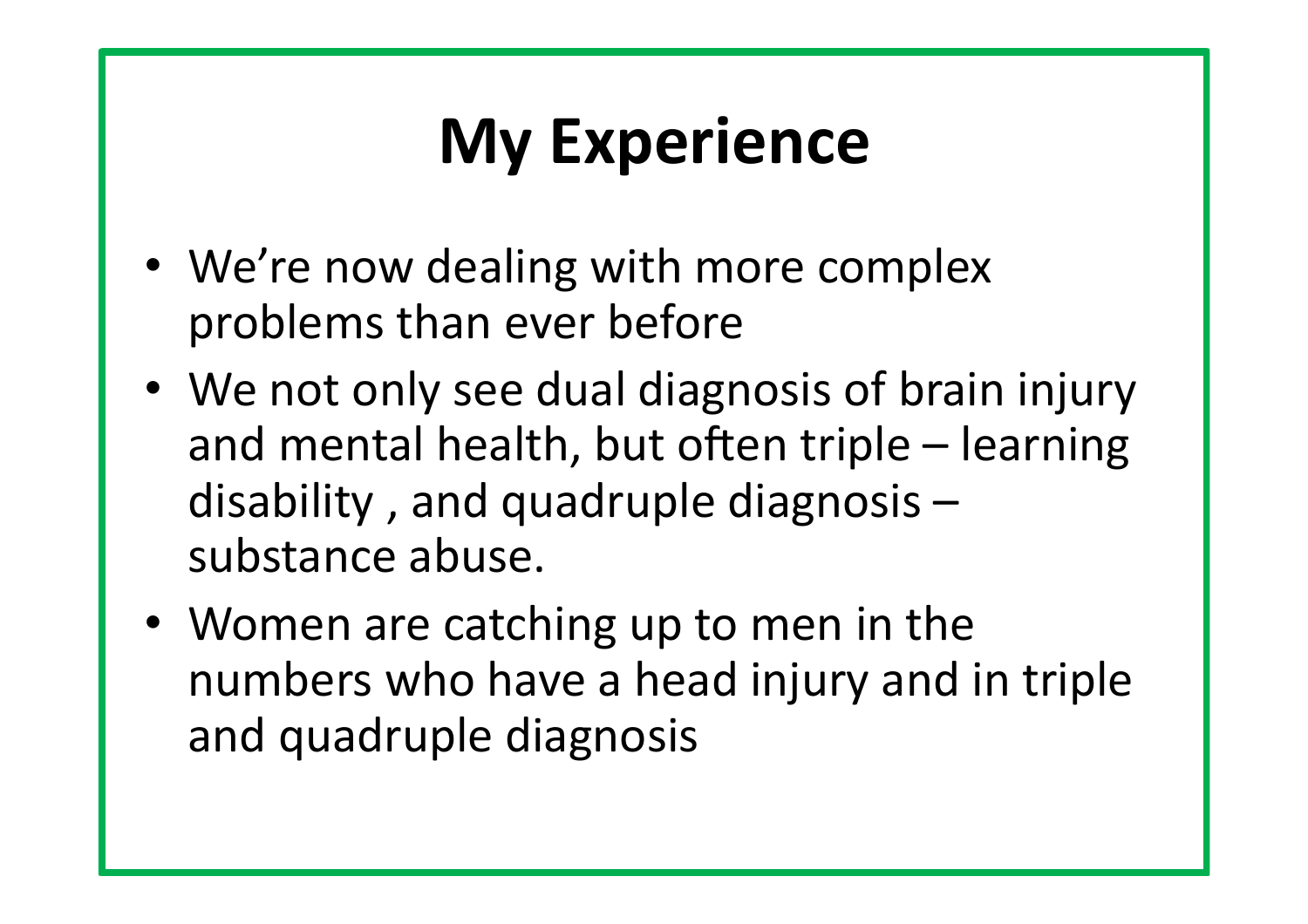# My Experience

- We're now dealing with more complex problems than ever before
- We not only see dual diagnosis of brain injury and mental health, but often triple – learning disability , and quadruple diagnosis – substance abuse.
- Women are catching up to men in the numbers who have a head injury and in triple and quadruple diagnosis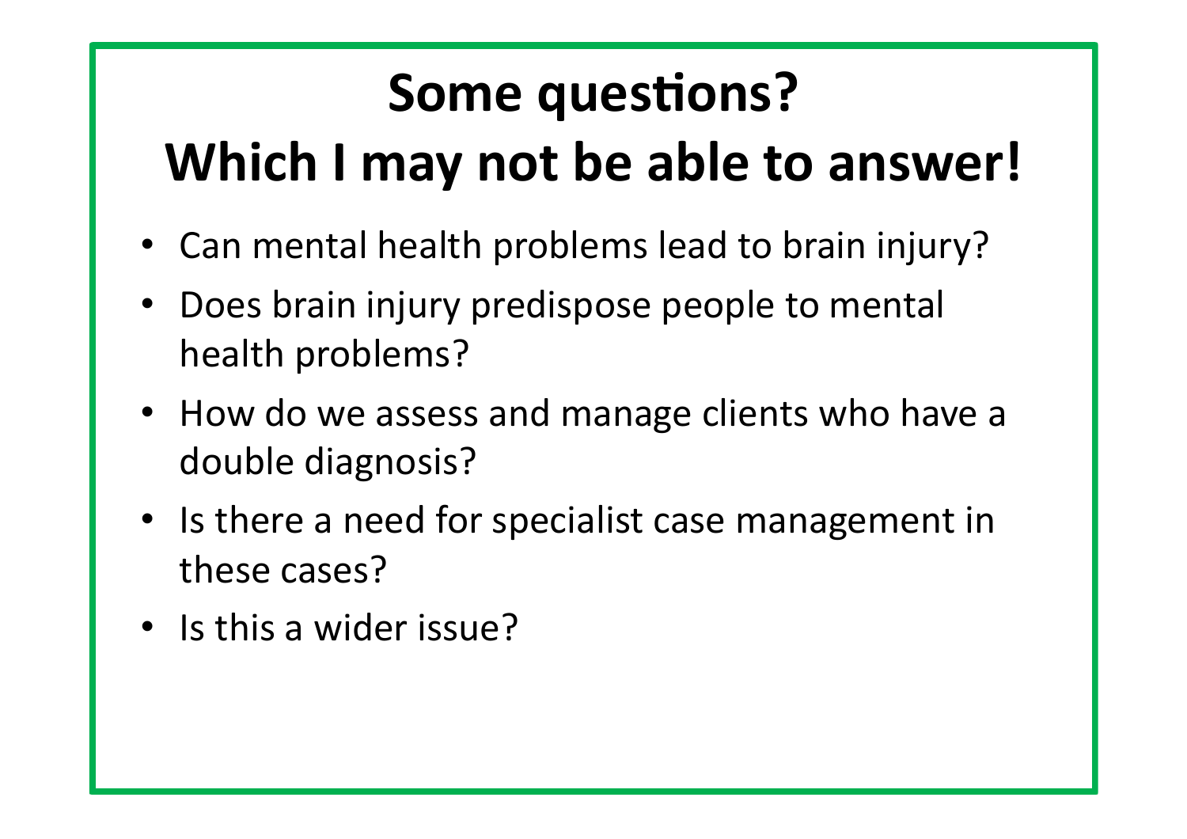# Some questions?
# Which I may not be able to answer!

- Can mental health problems lead to brain injury?
- Does brain injury predispose people to mental health problems?
- How do we assess and manage clients who have a double diagnosis?
- Is there a need for specialist case management in these cases?
- Is this a wider issue?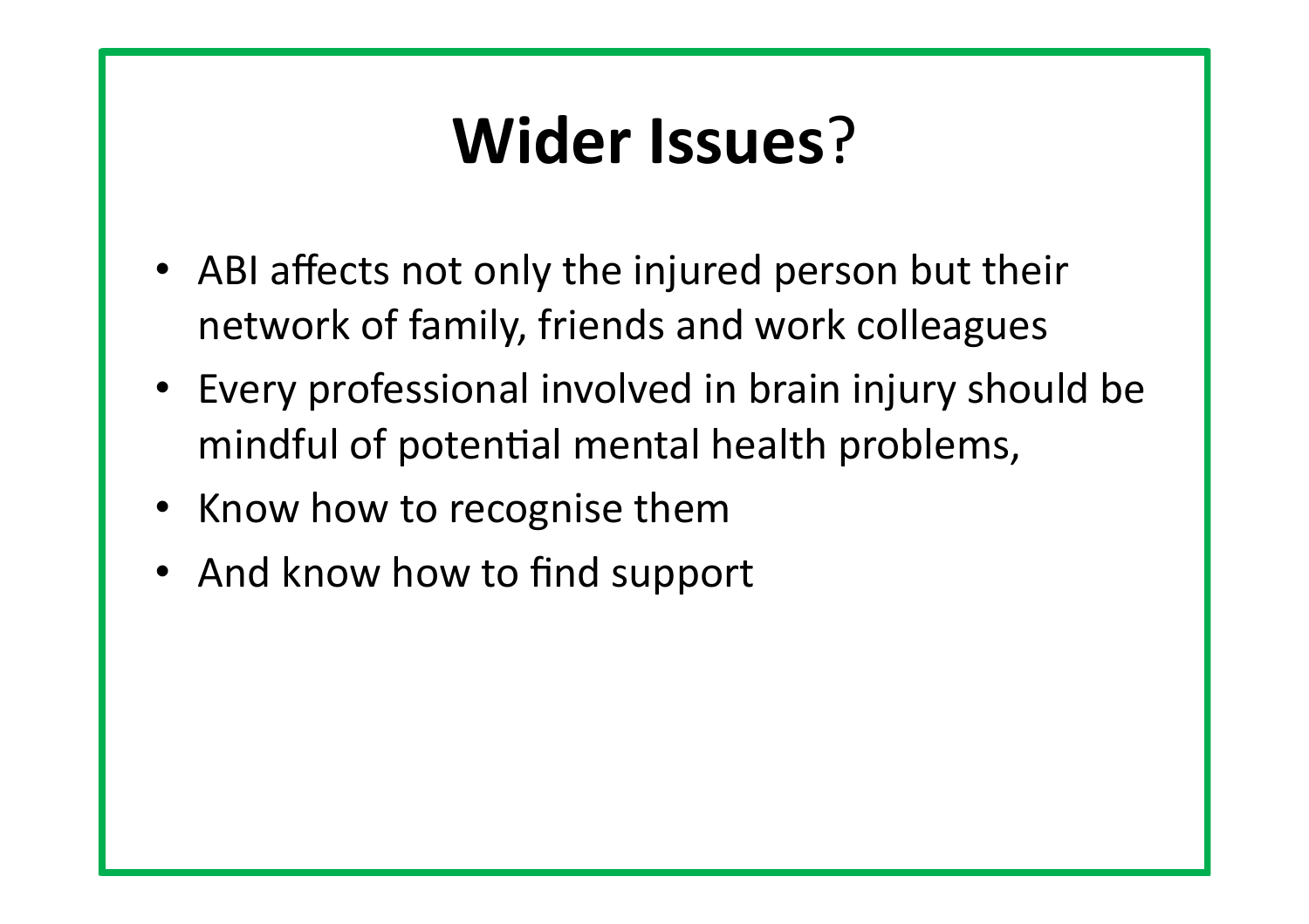# **Wider Issues**?

- ABI affects not only the injured person but their network of family, friends and work colleagues
- Every professional involved in brain injury should be mindful of potential mental health problems,
- Know how to recognise them
- And know how to find support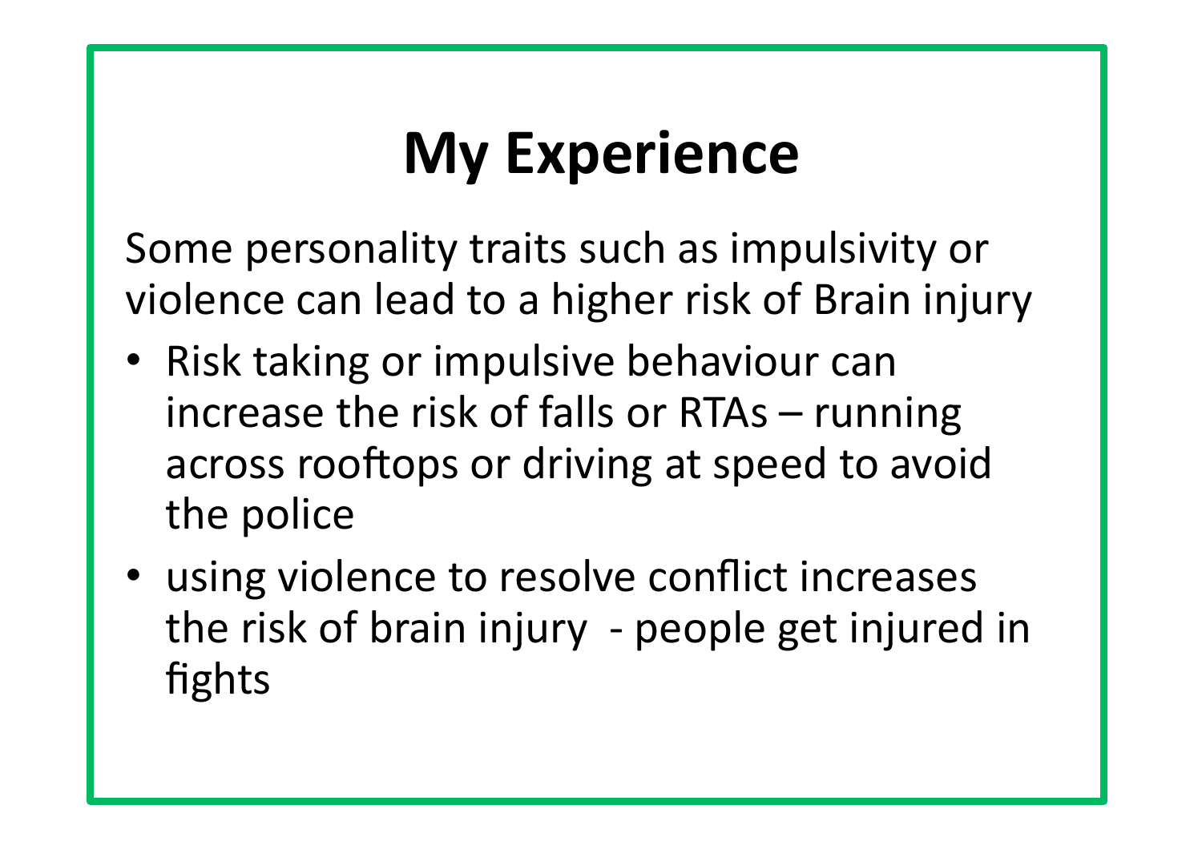# My Experience

Some personality traits such as impulsivity or violence can lead to a higher risk of Brain injury

- Risk taking or impulsive behaviour can increase the risk of falls or RTAs – running across rooftops or driving at speed to avoid the police
- using violence to resolve conflict increases the risk of brain injury - people get injured in fights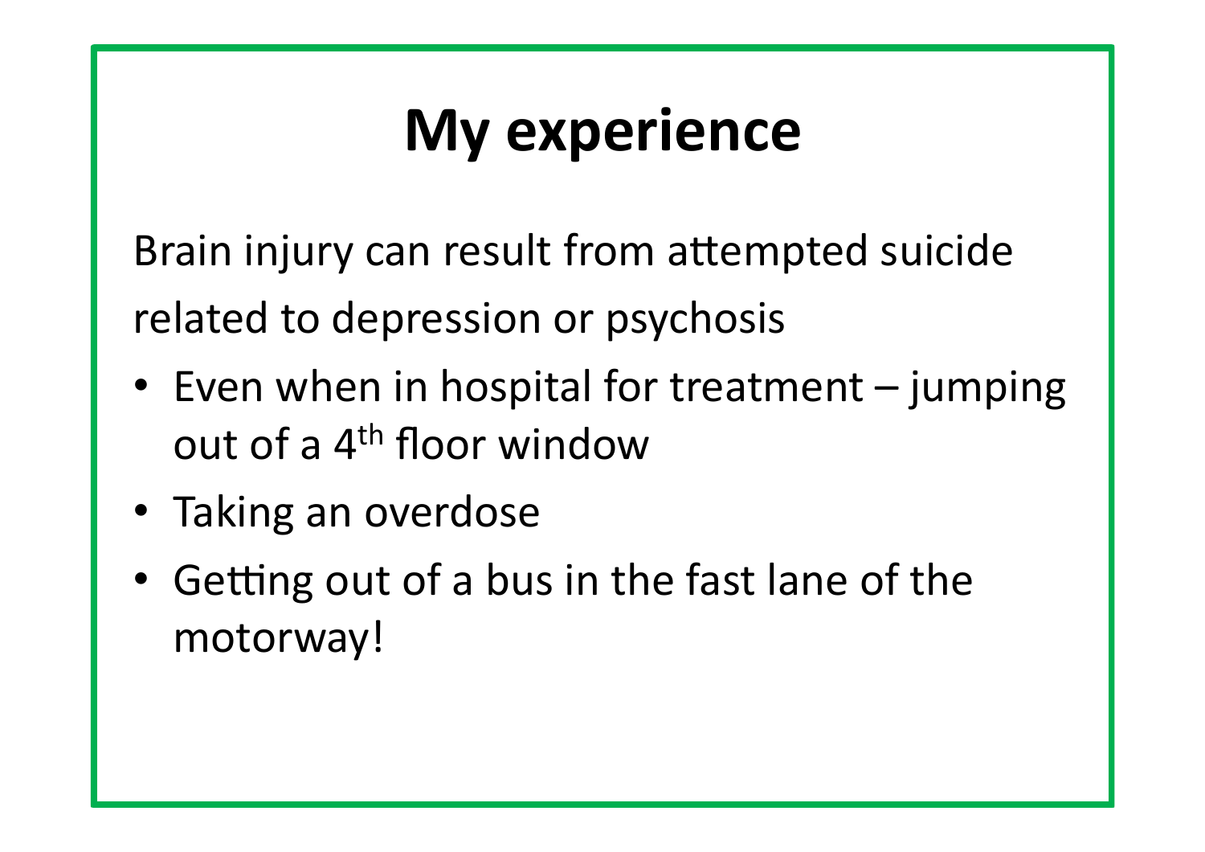# My experience

Brain injury can result from attempted suicide related to depression or psychosis

- Even when in hospital for treatment – jumping out of a 4th floor window
- Taking an overdose
- Getting out of a bus in the fast lane of the motorway!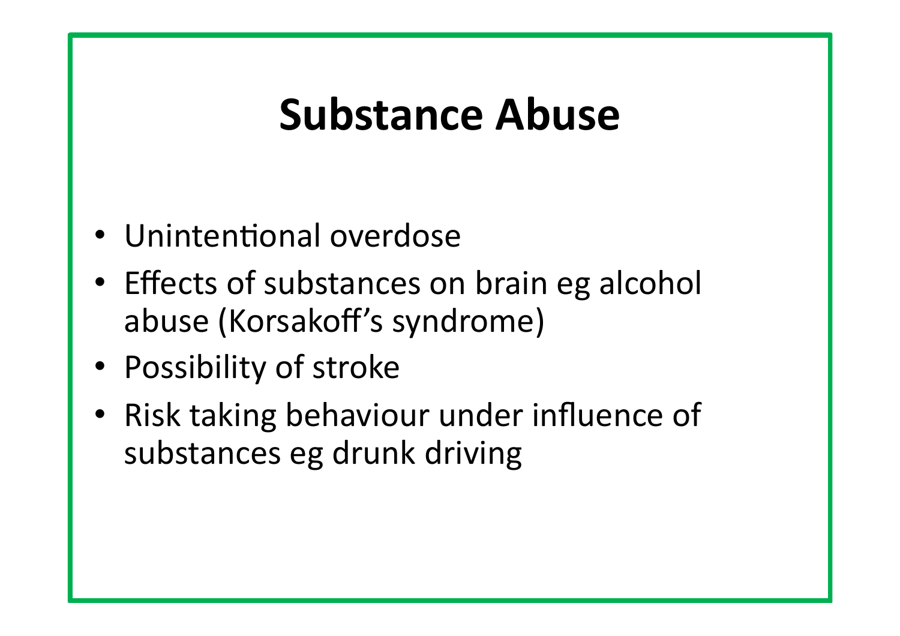# Substance Abuse

- Unintentional overdose
- Effects of substances on brain eg alcohol abuse (Korsakoff's syndrome)
- Possibility of stroke
- Risk taking behaviour under influence of substances eg drunk driving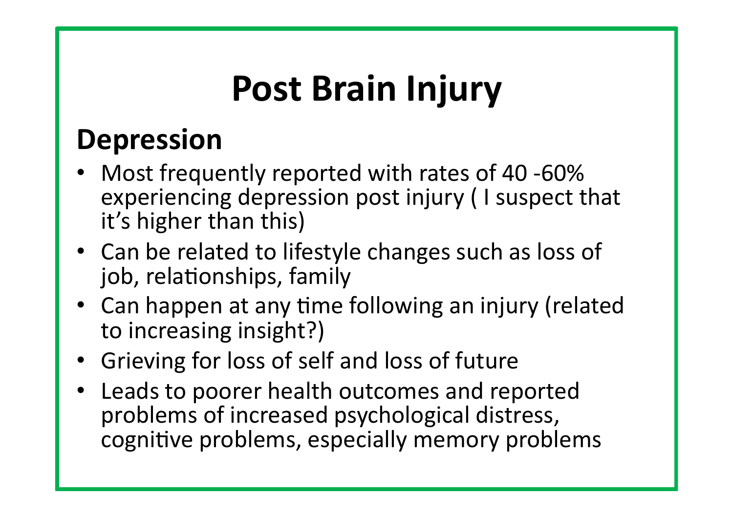# Post Brain Injury

## Depression

- Most frequently reported with rates of 40 -60% experiencing depression post injury ( I suspect that it's higher than this)
- Can be related to lifestyle changes such as loss of job, relationships, family
- Can happen at any time following an injury (related to increasing insight?)
- Grieving for loss of self and loss of future
- Leads to poorer health outcomes and reported problems of increased psychological distress, cognitive problems, especially memory problems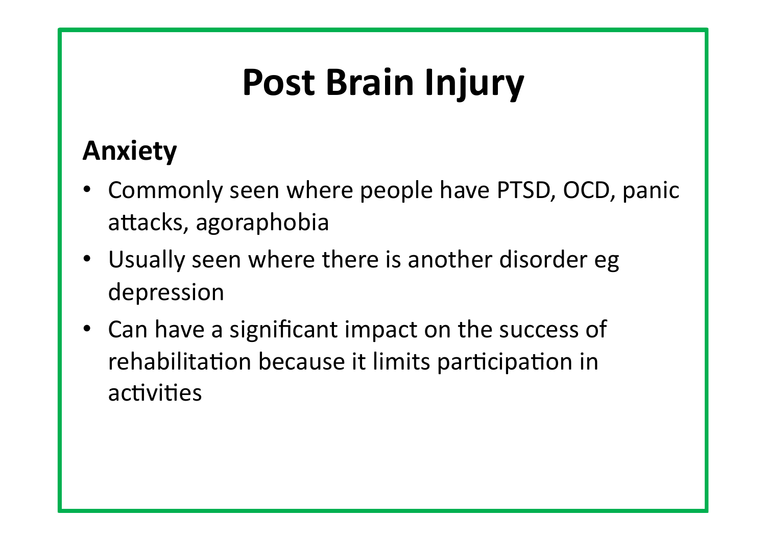# Post Brain Injury

## Anxiety

- Commonly seen where people have PTSD, OCD, panic attacks, agoraphobia
- Usually seen where there is another disorder eg depression
- Can have a significant impact on the success of rehabilitation because it limits participation in activities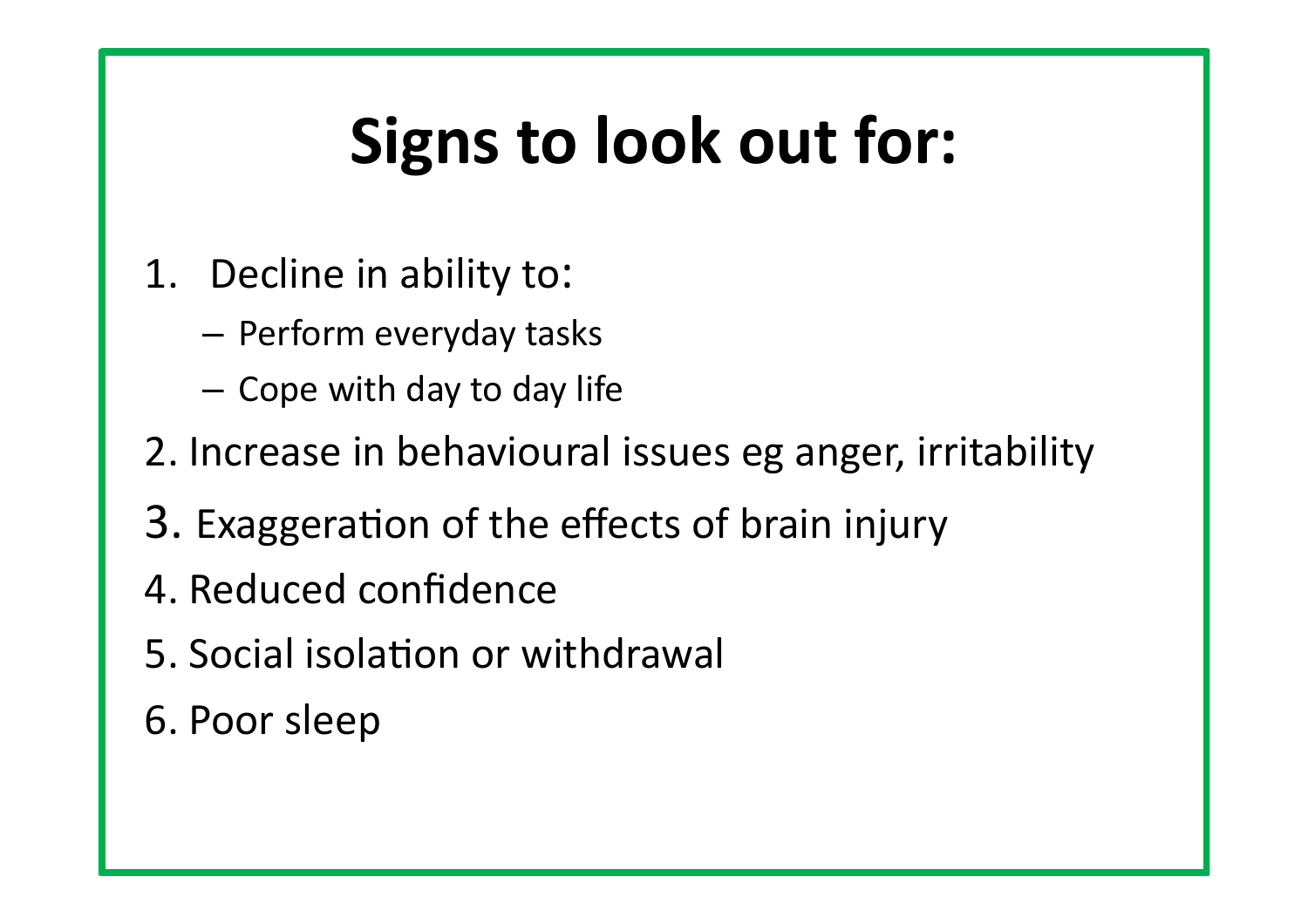# Signs to look out for:

1. Decline in ability to:
   - Perform everyday tasks
   - Cope with day to day life
2. Increase in behavioural issues eg anger, irritability
3. Exaggeration of the effects of brain injury
4. Reduced confidence
5. Social isolation or withdrawal
6. Poor sleep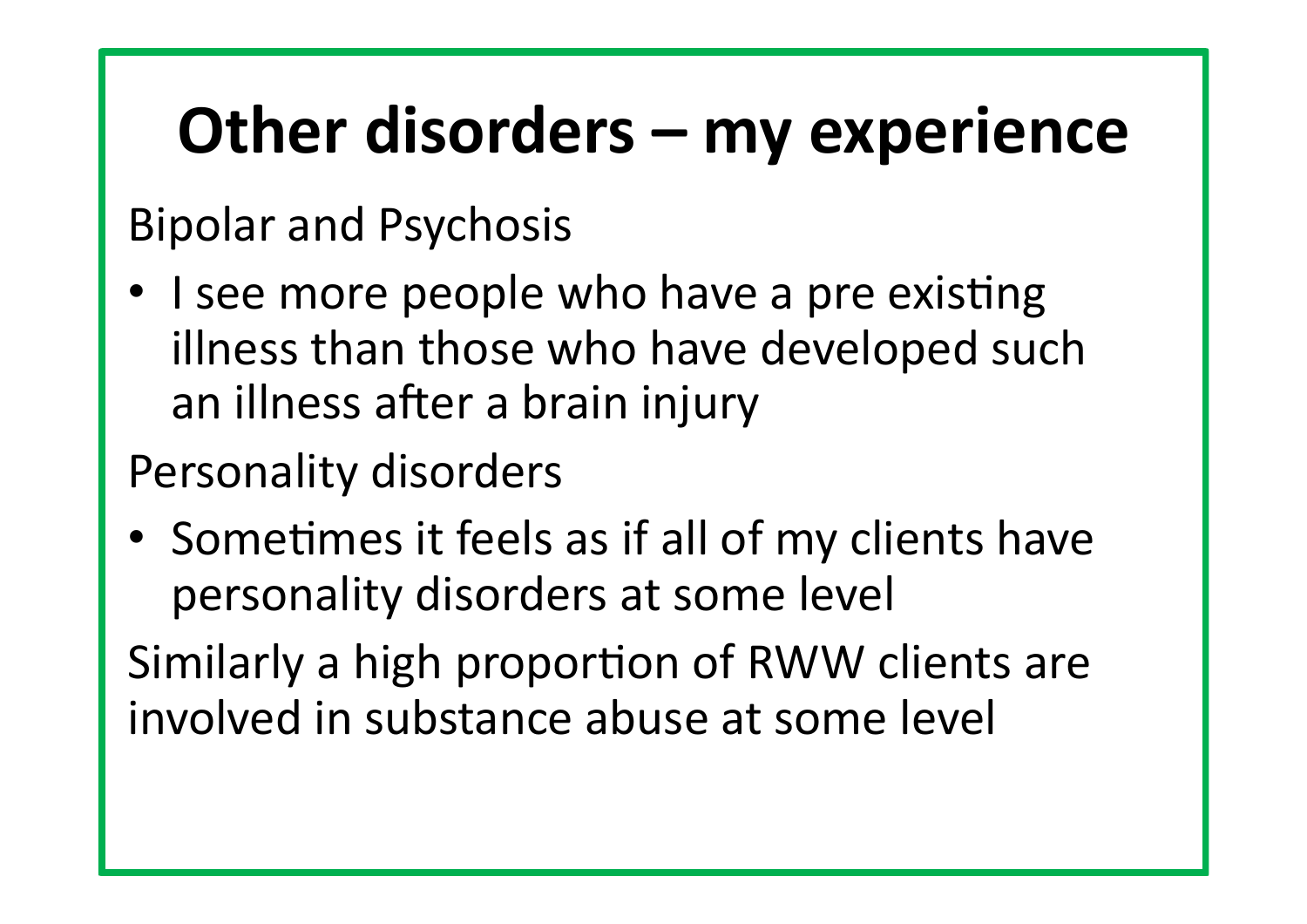# Other disorders – my experience

Bipolar and Psychosis

- I see more people who have a pre existing illness than those who have developed such an illness after a brain injury

Personality disorders

- Sometimes it feels as if all of my clients have personality disorders at some level

Similarly a high proportion of RWW clients are involved in substance abuse at some level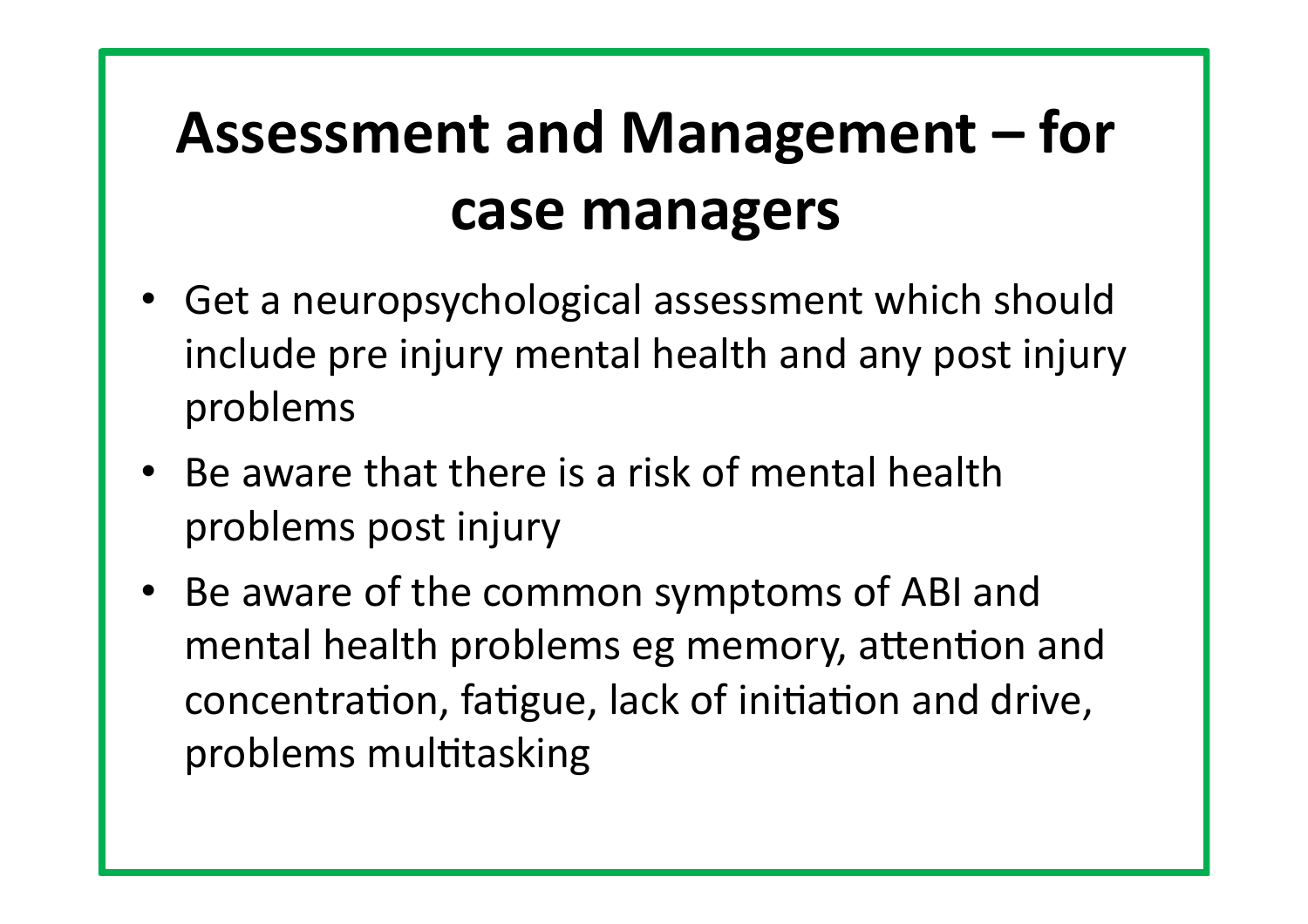# Assessment and Management – for case managers

- Get a neuropsychological assessment which should include pre injury mental health and any post injury problems
- Be aware that there is a risk of mental health problems post injury
- Be aware of the common symptoms of ABI and mental health problems eg memory, attention and concentration, fatigue, lack of initiation and drive, problems multitasking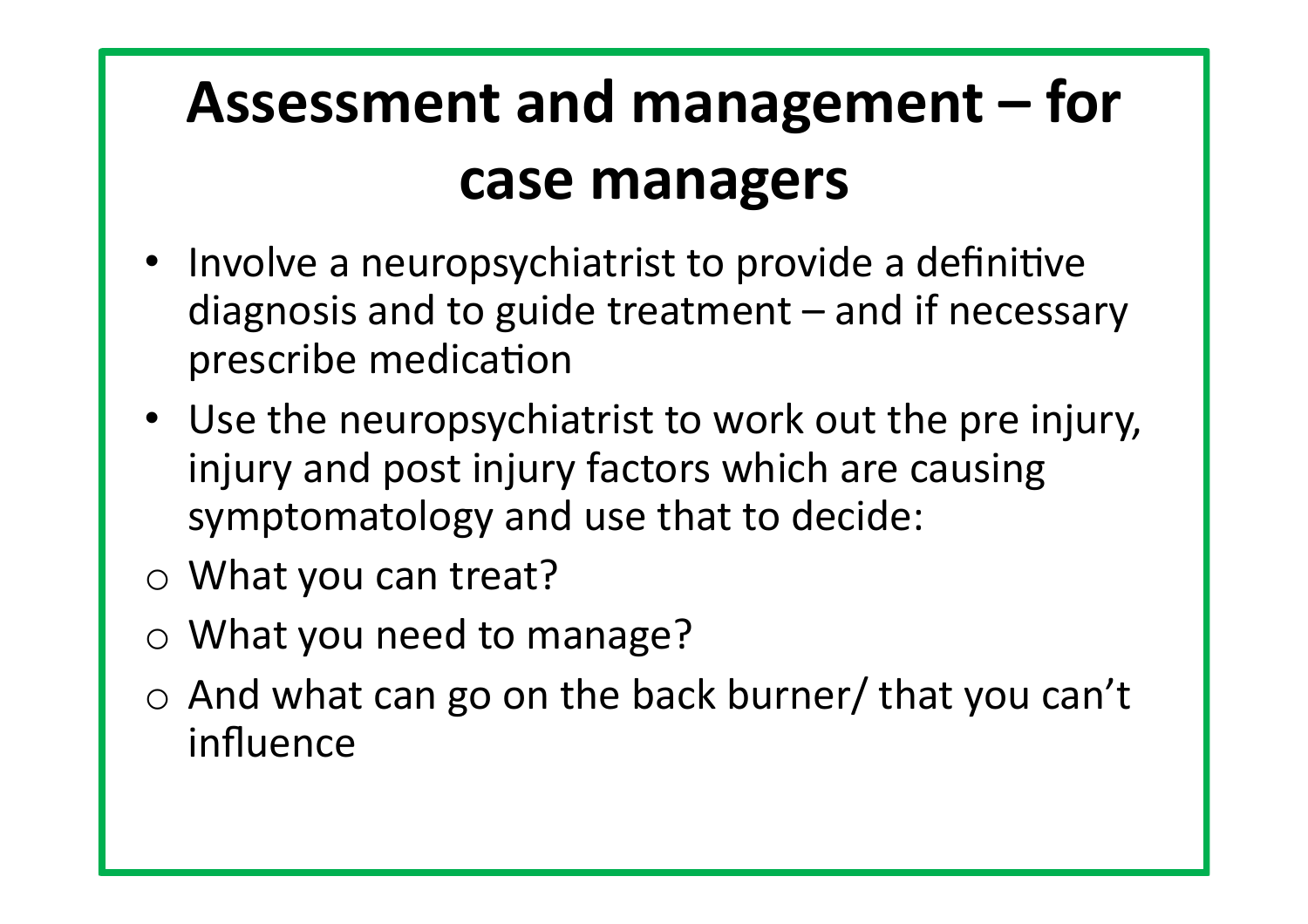# Assessment and management – for case managers

- Involve a neuropsychiatrist to provide a definitive diagnosis and to guide treatment – and if necessary prescribe medication
- Use the neuropsychiatrist to work out the pre injury, injury and post injury factors which are causing symptomatology and use that to decide:
  - What you can treat?
  - What you need to manage?
  - And what can go on the back burner/ that you can't influence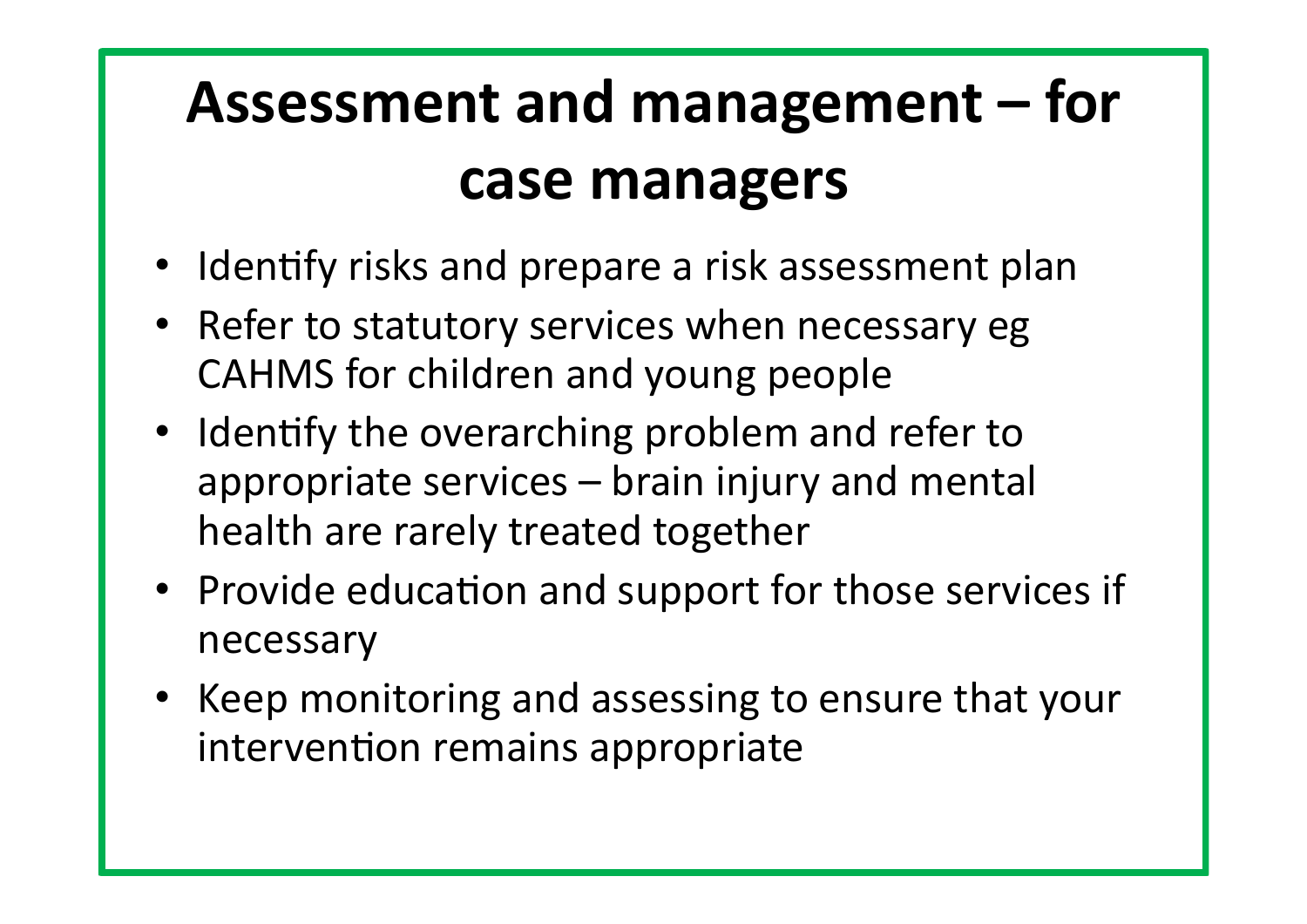# Assessment and management – for case managers

- Identify risks and prepare a risk assessment plan
- Refer to statutory services when necessary eg CAHMS for children and young people
- Identify the overarching problem and refer to appropriate services – brain injury and mental health are rarely treated together
- Provide education and support for those services if necessary
- Keep monitoring and assessing to ensure that your intervention remains appropriate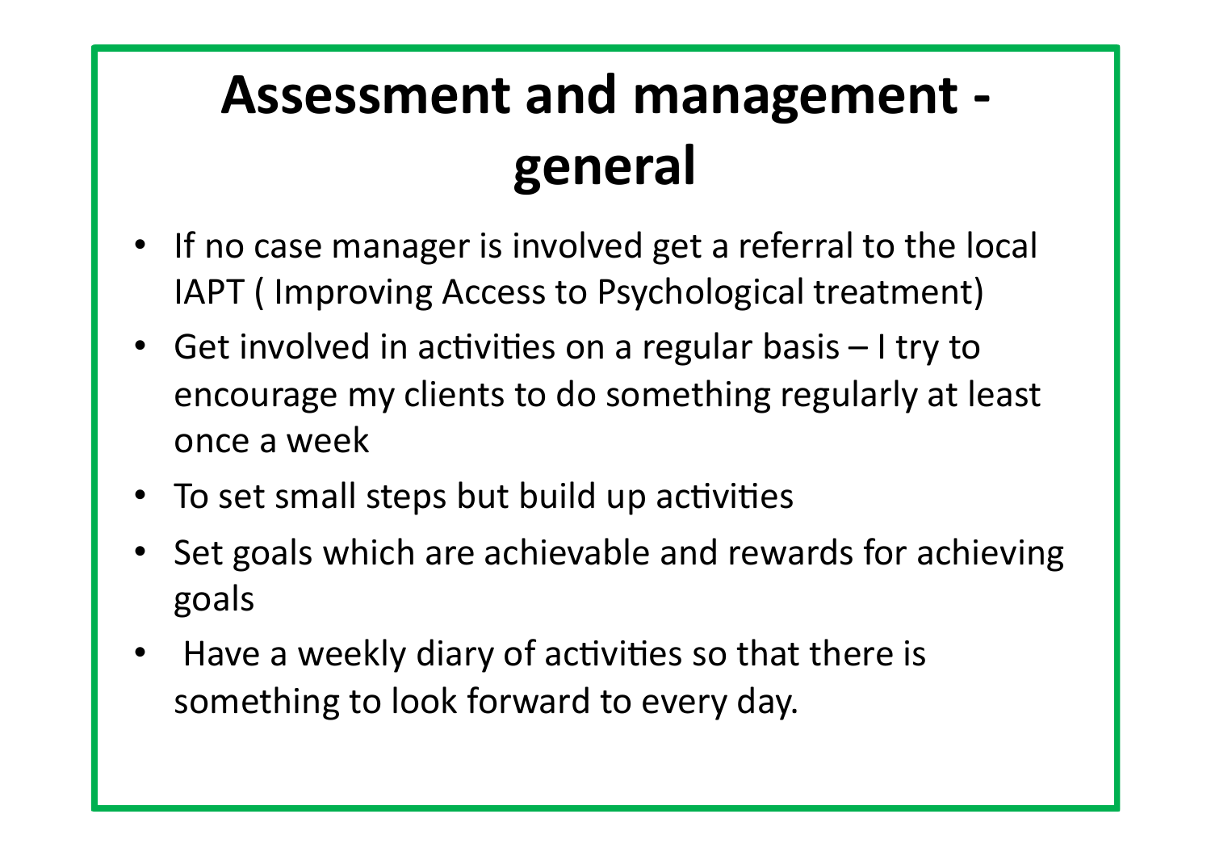# Assessment and management - general

- If no case manager is involved get a referral to the local IAPT ( Improving Access to Psychological treatment)
- Get involved in activities on a regular basis – I try to encourage my clients to do something regularly at least once a week
- To set small steps but build up activities
- Set goals which are achievable and rewards for achieving goals
- Have a weekly diary of activities so that there is something to look forward to every day.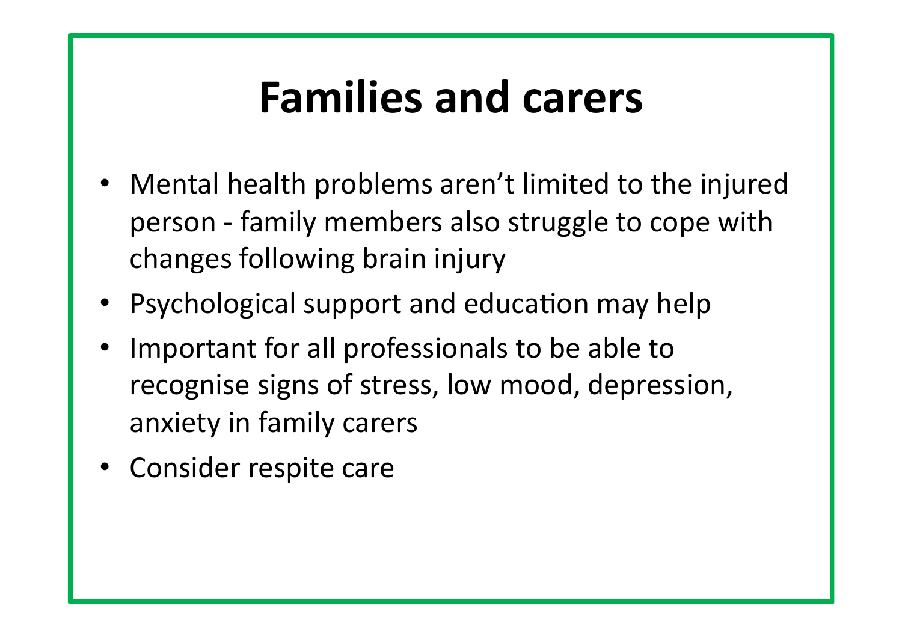# Families and carers

- Mental health problems aren't limited to the injured person - family members also struggle to cope with changes following brain injury
- Psychological support and education may help
- Important for all professionals to be able to recognise signs of stress, low mood, depression, anxiety in family carers
- Consider respite care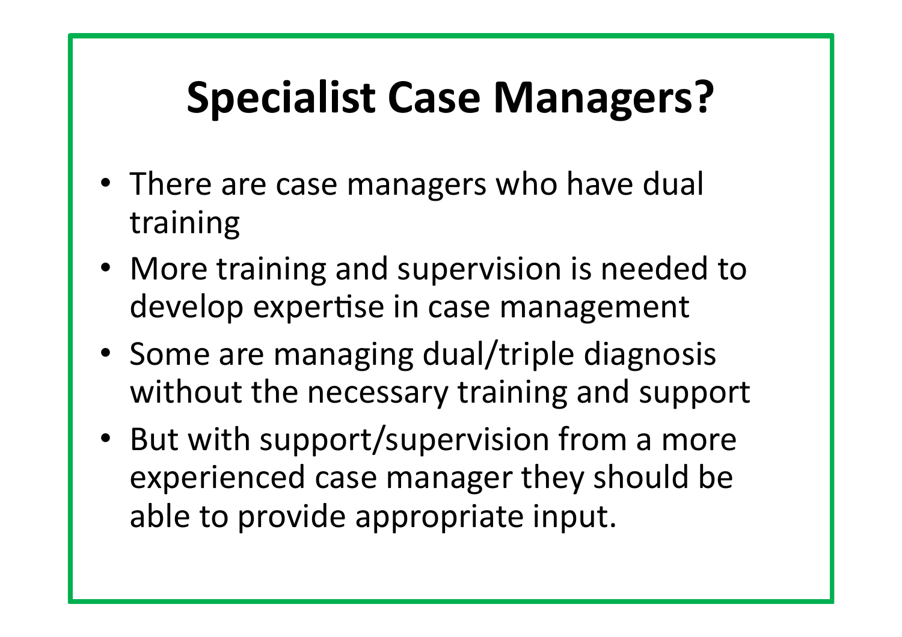# Specialist Case Managers?

- There are case managers who have dual training
- More training and supervision is needed to develop expertise in case management
- Some are managing dual/triple diagnosis without the necessary training and support
- But with support/supervision from a more experienced case manager they should be able to provide appropriate input.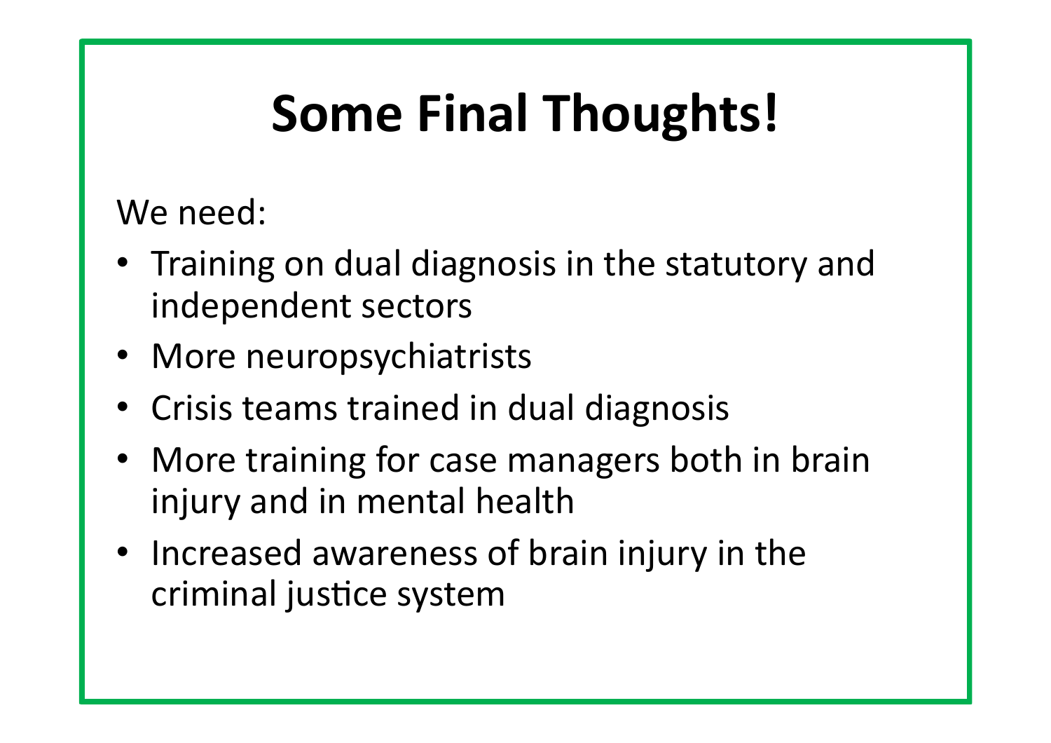# Some Final Thoughts!

We need:

- Training on dual diagnosis in the statutory and independent sectors
- More neuropsychiatrists
- Crisis teams trained in dual diagnosis
- More training for case managers both in brain injury and in mental health
- Increased awareness of brain injury in the criminal justice system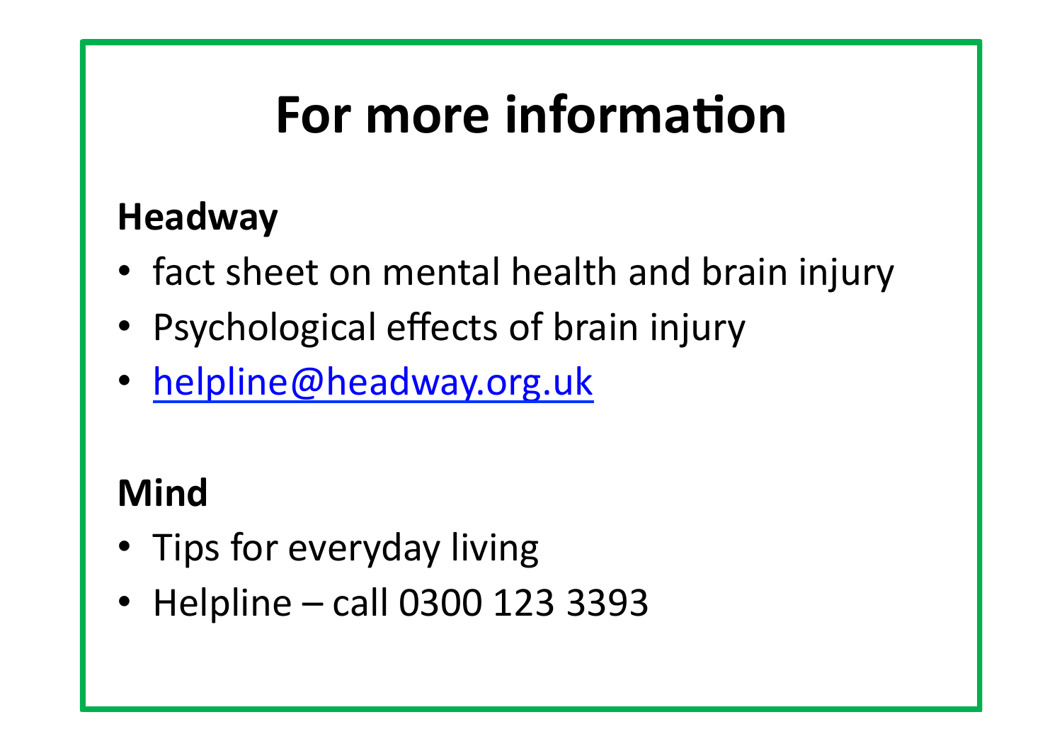# For more information

**Headway**

- fact sheet on mental health and brain injury
- Psychological effects of brain injury
- helpline@headway.org.uk

**Mind**

- Tips for everyday living
- Helpline – call 0300 123 3393